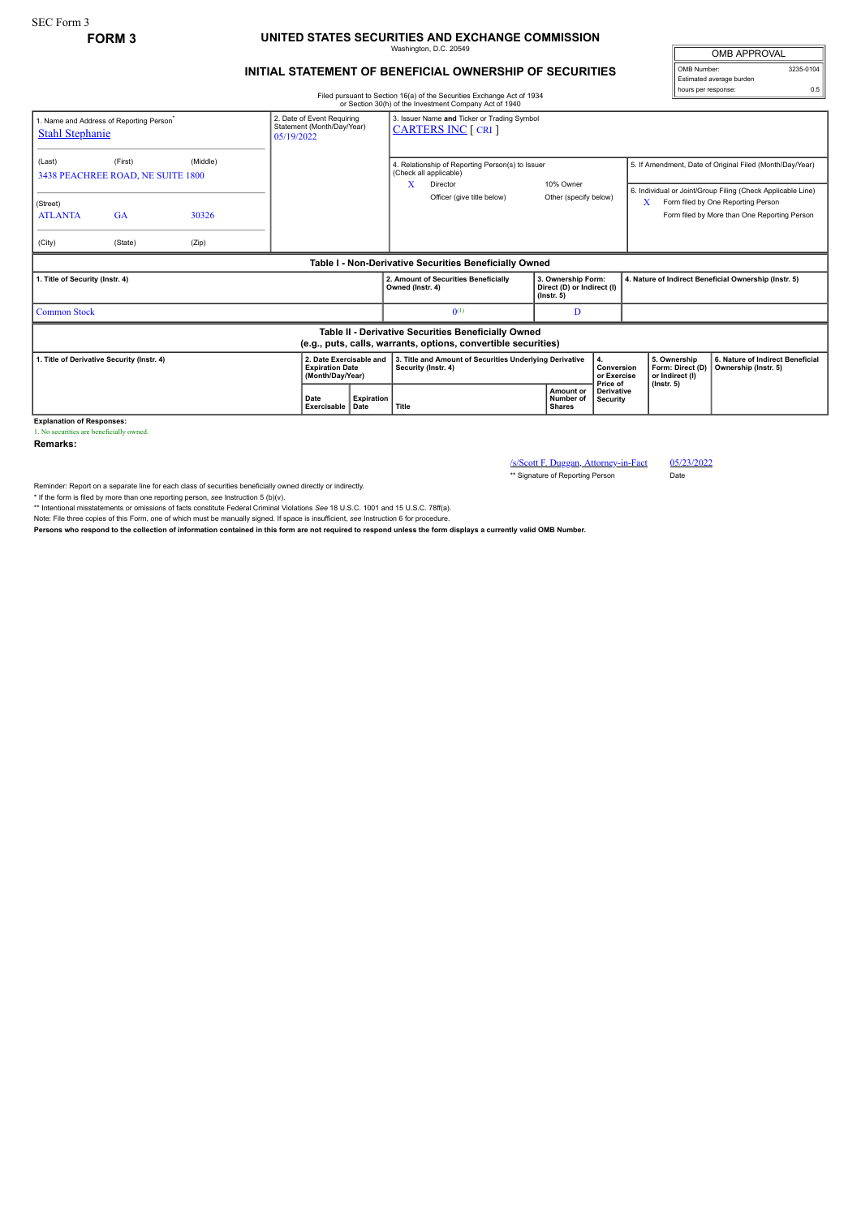SEC Form 3

**FORM 3**

# UNITED STATES SECURITIES AND EXCHANGE COMMISSION

Washington, D.C. 20549

## INITIAL STATEMENT OF BENEFICIAL OWNERSHIP OF SECURITIES

| OMB APPROVAL | |
|---|---|
| OMB Number: | 3235-0104 |
| Estimated average burden | |
| hours per response: | 0.5 |

Filed pursuant to Section 16(a) of the Securities Exchange Act of 1934 or Section 30(h) of the Investment Company Act of 1940

| 1. Name and Address of Reporting Person* | 2. Date of Event Requiring Statement (Month/Day/Year) | 3. Issuer Name and Ticker or Trading Symbol |
|---|---|---|
| Stahl Stephanie | 05/19/2022 | CARTERS INC [ CRI ] |
| (Last) (First) (Middle) 3438 PEACHREE ROAD, NE SUITE 1800 | | 4. Relationship of Reporting Person(s) to Issuer (Check all applicable) X Director; 10% Owner; Officer (give title below); Other (specify below) |
| (Street) ATLANTA GA 30326 | | 5. If Amendment, Date of Original Filed (Month/Day/Year) |
| (City) (State) (Zip) | | 6. Individual or Joint/Group Filing (Check Applicable Line) X Form filed by One Reporting Person; Form filed by More than One Reporting Person |

### Table I - Non-Derivative Securities Beneficially Owned

| 1. Title of Security (Instr. 4) | 2. Amount of Securities Beneficially Owned (Instr. 4) | 3. Ownership Form: Direct (D) or Indirect (I) (Instr. 5) | 4. Nature of Indirect Beneficial Ownership (Instr. 5) |
|---|---|---|---|
| Common Stock | 0[(1)] | D | |

### Table II - Derivative Securities Beneficially Owned (e.g., puts, calls, warrants, options, convertible securities)

| 1. Title of Derivative Security (Instr. 4) | 2. Date Exercisable and Expiration Date (Month/Day/Year) | | 3. Title and Amount of Securities Underlying Derivative Security (Instr. 4) | | 4. Conversion or Exercise Price of Derivative Security | 5. Ownership Form: Direct (D) or Indirect (I) (Instr. 5) | 6. Nature of Indirect Beneficial Ownership (Instr. 5) |
|---|---|---|---|---|---|---|---|
| | Date Exercisable | Expiration Date | Title | Amount or Number of Shares | | | |

**Explanation of Responses:**

1. No securities are beneficially owned.

**Remarks:**

/s/Scott F. Duggan, Attorney-in-Fact 05/23/2022

** Signature of Reporting Person Date

Reminder: Report on a separate line for each class of securities beneficially owned directly or indirectly.

* If the form is filed by more than one reporting person, *see* Instruction 5 (b)(v).

** Intentional misstatements or omissions of facts constitute Federal Criminal Violations *See* 18 U.S.C. 1001 and 15 U.S.C. 78ff(a).

Note: File three copies of this Form, one of which must be manually signed. If space is insufficient, *see* Instruction 6 for procedure.

**Persons who respond to the collection of information contained in this form are not required to respond unless the form displays a currently valid OMB Number.**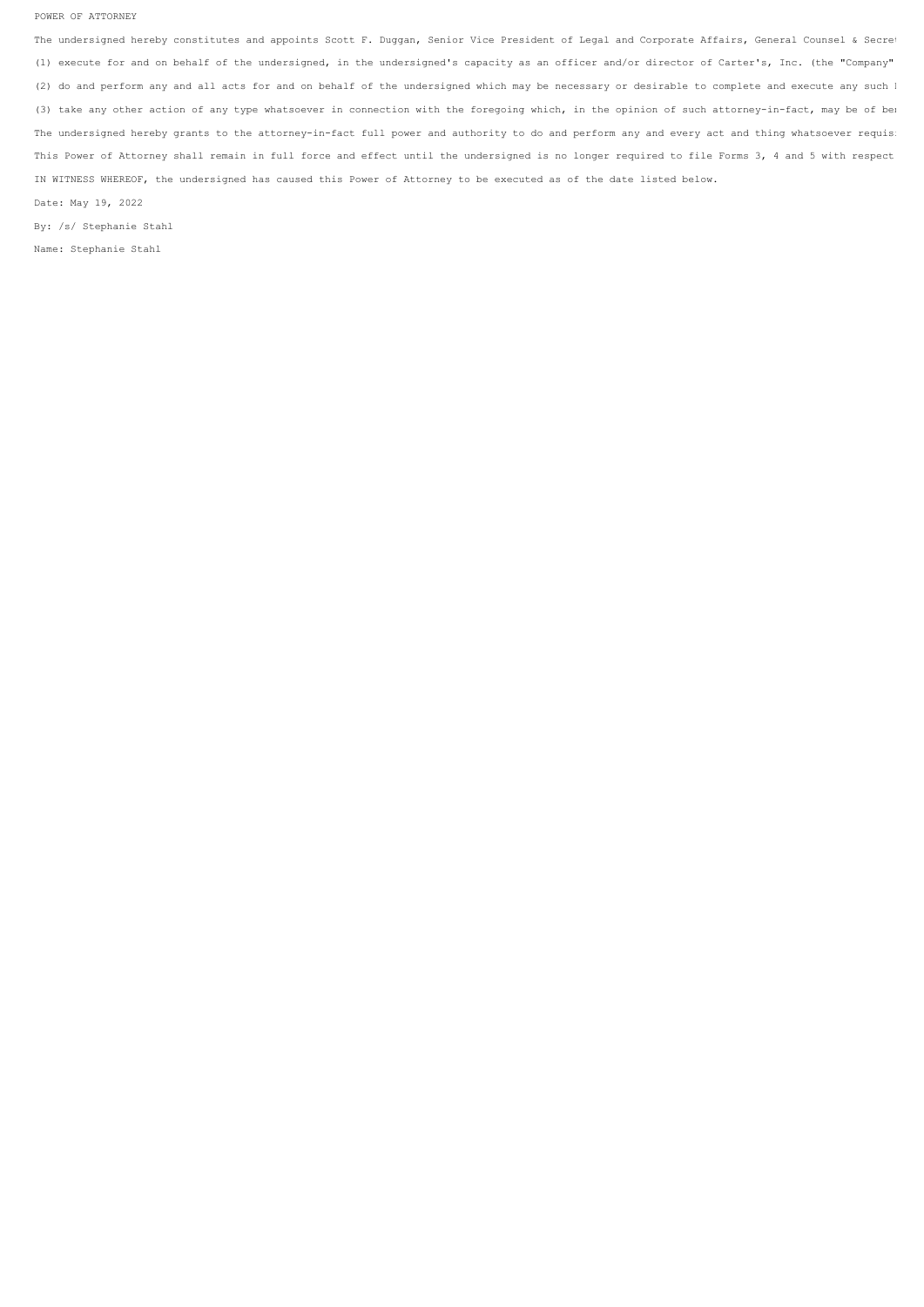POWER OF ATTORNEY

The undersigned hereby constitutes and appoints Scott F. Duggan, Senior Vice President of Legal and Corporate Affairs, General Counsel & Secre

(1) execute for and on behalf of the undersigned, in the undersigned's capacity as an officer and/or director of Carter's, Inc. (the "Company"

(2) do and perform any and all acts for and on behalf of the undersigned which may be necessary or desirable to complete and execute any such I

(3) take any other action of any type whatsoever in connection with the foregoing which, in the opinion of such attorney-in-fact, may be of be

The undersigned hereby grants to the attorney-in-fact full power and authority to do and perform any and every act and thing whatsoever requis

This Power of Attorney shall remain in full force and effect until the undersigned is no longer required to file Forms 3, 4 and 5 with respect

IN WITNESS WHEREOF, the undersigned has caused this Power of Attorney to be executed as of the date listed below.

Date: May 19, 2022

By: /s/ Stephanie Stahl

Name: Stephanie Stahl